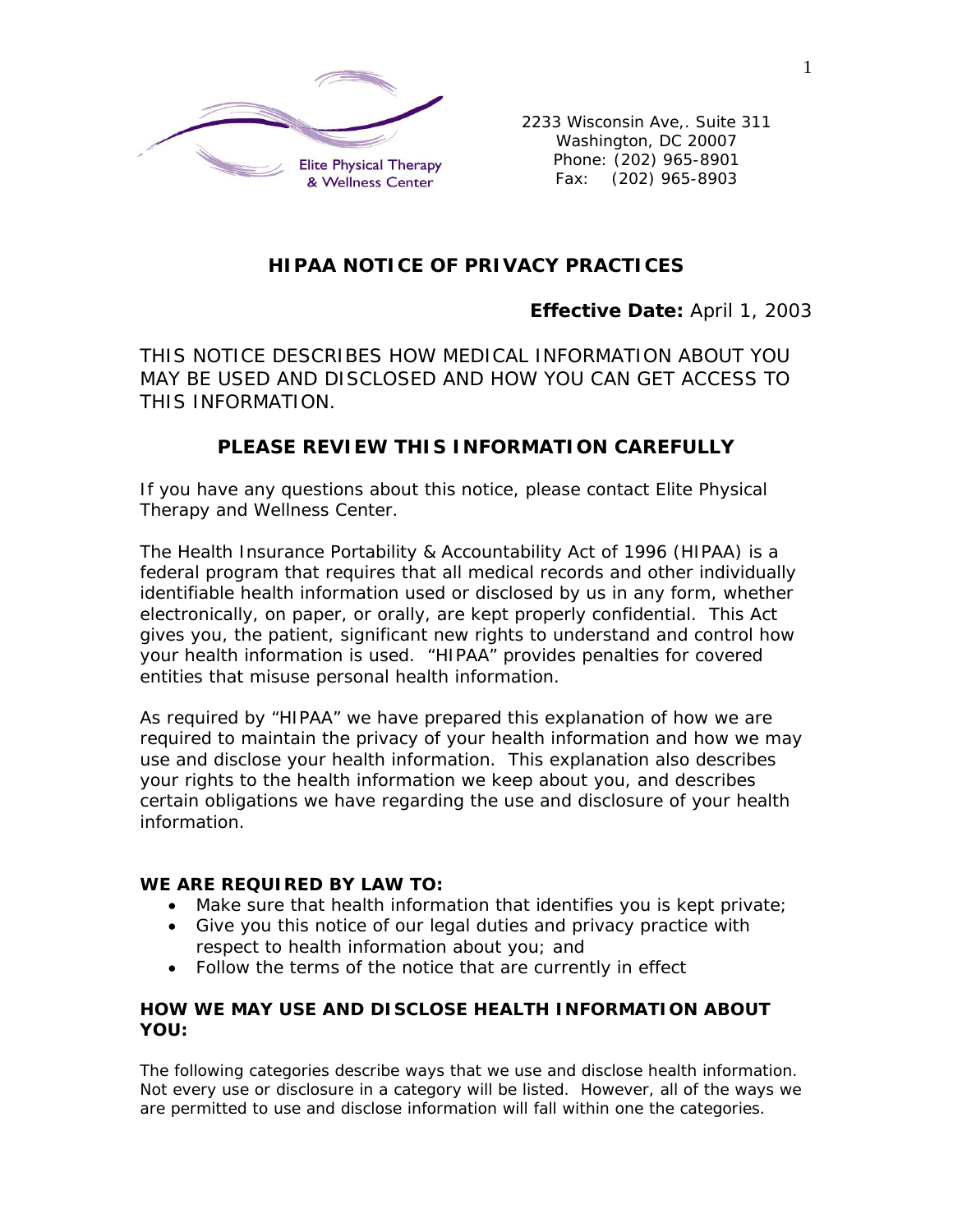Elite Physical Therapy & Wellness Center

2233 Wisconsin Ave,. Suite 311
Washington, DC 20007
Phone: (202) 965-8901
Fax: (202) 965-8903

# HIPAA NOTICE OF PRIVACY PRACTICES

**Effective Date:** April 1, 2003

THIS NOTICE DESCRIBES HOW MEDICAL INFORMATION ABOUT YOU MAY BE USED AND DISCLOSED AND HOW YOU CAN GET ACCESS TO THIS INFORMATION.

## PLEASE REVIEW THIS INFORMATION CAREFULLY

If you have any questions about this notice, please contact Elite Physical Therapy and Wellness Center.

The Health Insurance Portability & Accountability Act of 1996 (HIPAA) is a federal program that requires that all medical records and other individually identifiable health information used or disclosed by us in any form, whether electronically, on paper, or orally, are kept properly confidential. This Act gives you, the patient, significant new rights to understand and control how your health information is used. "HIPAA" provides penalties for covered entities that misuse personal health information.

As required by "HIPAA" we have prepared this explanation of how we are required to maintain the privacy of your health information and how we may use and disclose your health information. This explanation also describes your rights to the health information we keep about you, and describes certain obligations we have regarding the use and disclosure of your health information.

### WE ARE REQUIRED BY LAW TO:

- Make sure that health information that identifies you is kept private;
- Give you this notice of our legal duties and privacy practice with respect to health information about you; and
- Follow the terms of the notice that are currently in effect

### HOW WE MAY USE AND DISCLOSE HEALTH INFORMATION ABOUT YOU:

The following categories describe ways that we use and disclose health information. Not every use or disclosure in a category will be listed. However, all of the ways we are permitted to use and disclose information will fall within one the categories.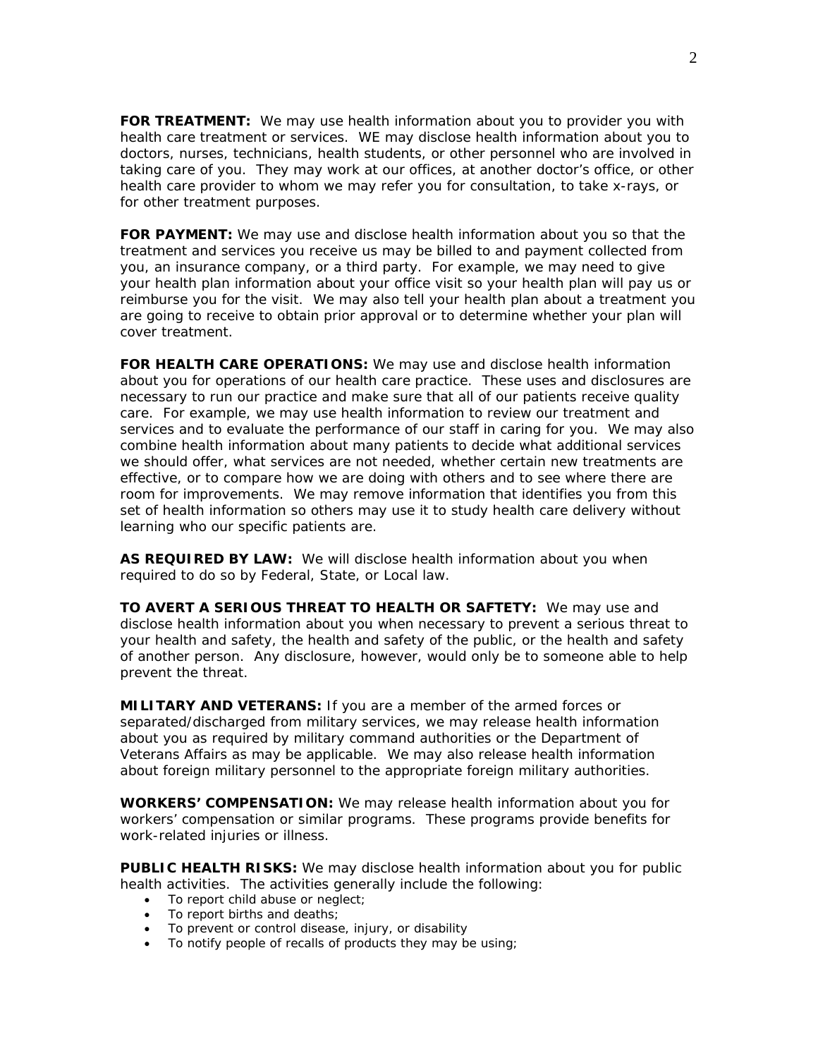**FOR TREATMENT:** We may use health information about you to provider you with health care treatment or services. WE may disclose health information about you to doctors, nurses, technicians, health students, or other personnel who are involved in taking care of you. They may work at our offices, at another doctor's office, or other health care provider to whom we may refer you for consultation, to take x-rays, or for other treatment purposes.

**FOR PAYMENT:** We may use and disclose health information about you so that the treatment and services you receive us may be billed to and payment collected from you, an insurance company, or a third party. For example, we may need to give your health plan information about your office visit so your health plan will pay us or reimburse you for the visit. We may also tell your health plan about a treatment you are going to receive to obtain prior approval or to determine whether your plan will cover treatment.

**FOR HEALTH CARE OPERATIONS:** We may use and disclose health information about you for operations of our health care practice. These uses and disclosures are necessary to run our practice and make sure that all of our patients receive quality care. For example, we may use health information to review our treatment and services and to evaluate the performance of our staff in caring for you. We may also combine health information about many patients to decide what additional services we should offer, what services are not needed, whether certain new treatments are effective, or to compare how we are doing with others and to see where there are room for improvements. We may remove information that identifies you from this set of health information so others may use it to study health care delivery without learning who our specific patients are.

**AS REQUIRED BY LAW:** We will disclose health information about you when required to do so by Federal, State, or Local law.

**TO AVERT A SERIOUS THREAT TO HEALTH OR SAFTETY:** We may use and disclose health information about you when necessary to prevent a serious threat to your health and safety, the health and safety of the public, or the health and safety of another person. Any disclosure, however, would only be to someone able to help prevent the threat.

**MILITARY AND VETERANS:** If you are a member of the armed forces or separated/discharged from military services, we may release health information about you as required by military command authorities or the Department of Veterans Affairs as may be applicable. We may also release health information about foreign military personnel to the appropriate foreign military authorities.

**WORKERS' COMPENSATION:** We may release health information about you for workers' compensation or similar programs. These programs provide benefits for work-related injuries or illness.

**PUBLIC HEALTH RISKS:** We may disclose health information about you for public health activities. The activities generally include the following:

- To report child abuse or neglect;
- To report births and deaths;
- To prevent or control disease, injury, or disability
- To notify people of recalls of products they may be using;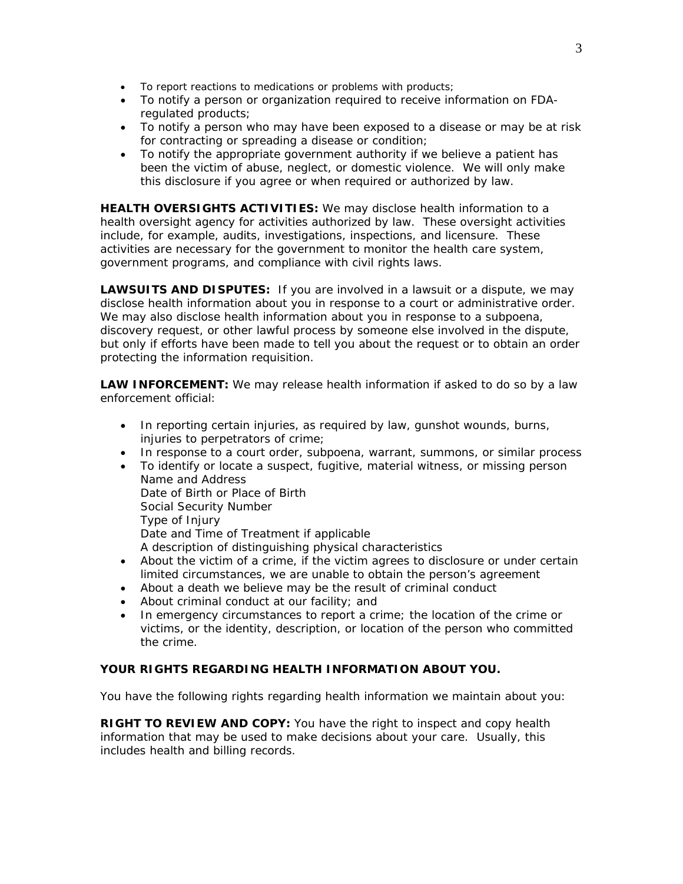- To report reactions to medications or problems with products;
- To notify a person or organization required to receive information on FDA-regulated products;
- To notify a person who may have been exposed to a disease or may be at risk for contracting or spreading a disease or condition;
- To notify the appropriate government authority if we believe a patient has been the victim of abuse, neglect, or domestic violence. We will only make this disclosure if you agree or when required or authorized by law.

**HEALTH OVERSIGHTS ACTIVITIES:** We may disclose health information to a health oversight agency for activities authorized by law. These oversight activities include, for example, audits, investigations, inspections, and licensure. These activities are necessary for the government to monitor the health care system, government programs, and compliance with civil rights laws.

**LAWSUITS AND DISPUTES:** If you are involved in a lawsuit or a dispute, we may disclose health information about you in response to a court or administrative order. We may also disclose health information about you in response to a subpoena, discovery request, or other lawful process by someone else involved in the dispute, but only if efforts have been made to tell you about the request or to obtain an order protecting the information requisition.

**LAW INFORCEMENT:** We may release health information if asked to do so by a law enforcement official:

- In reporting certain injuries, as required by law, gunshot wounds, burns, injuries to perpetrators of crime;
- In response to a court order, subpoena, warrant, summons, or similar process
- To identify or locate a suspect, fugitive, material witness, or missing person
  Name and Address
  Date of Birth or Place of Birth
  Social Security Number
  Type of Injury
  Date and Time of Treatment if applicable
  A description of distinguishing physical characteristics
- About the victim of a crime, if the victim agrees to disclosure or under certain limited circumstances, we are unable to obtain the person's agreement
- About a death we believe may be the result of criminal conduct
- About criminal conduct at our facility; and
- In emergency circumstances to report a crime; the location of the crime or victims, or the identity, description, or location of the person who committed the crime.

**YOUR RIGHTS REGARDING HEALTH INFORMATION ABOUT YOU.**

You have the following rights regarding health information we maintain about you:

**RIGHT TO REVIEW AND COPY:** You have the right to inspect and copy health information that may be used to make decisions about your care. Usually, this includes health and billing records.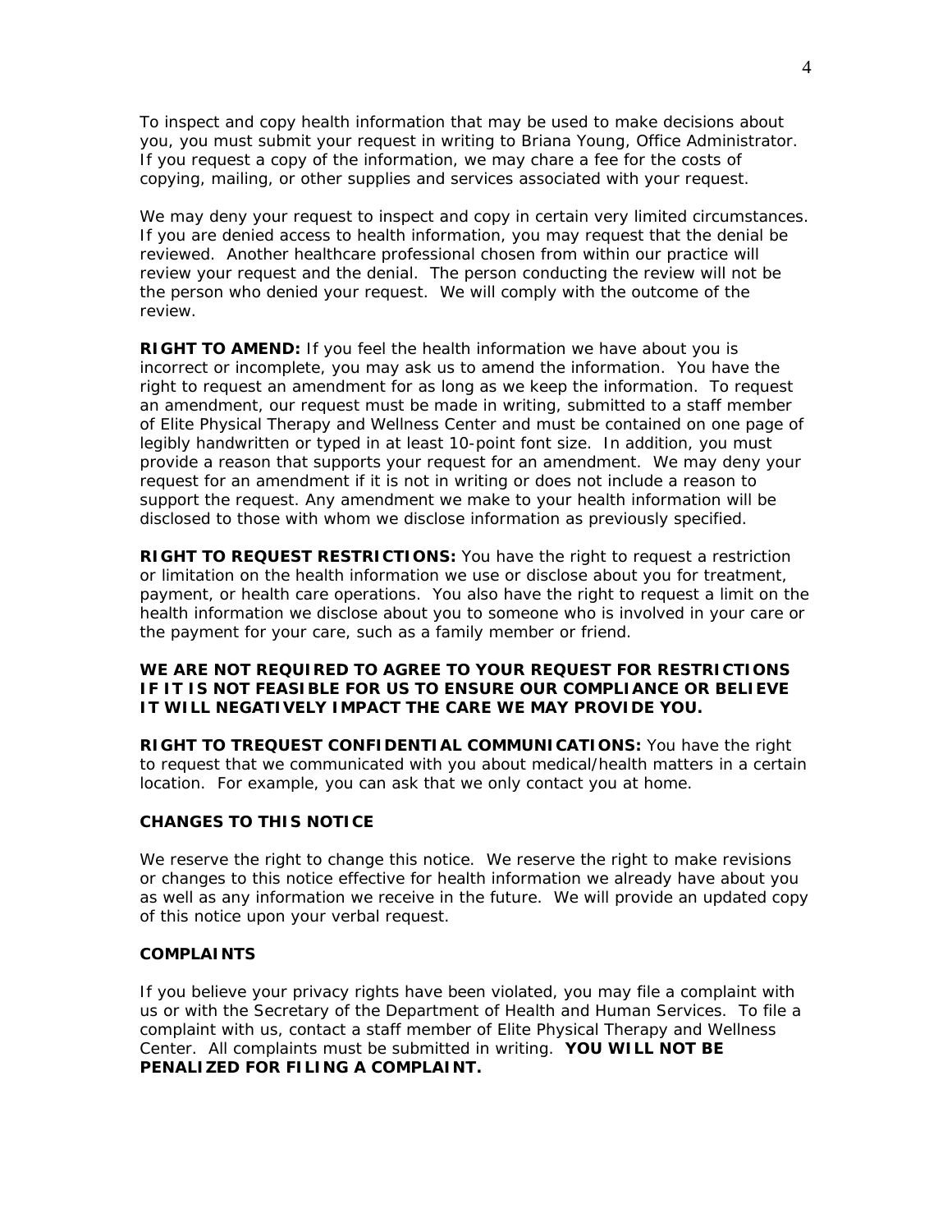To inspect and copy health information that may be used to make decisions about you, you must submit your request in writing to Briana Young, Office Administrator. If you request a copy of the information, we may chare a fee for the costs of copying, mailing, or other supplies and services associated with your request.

We may deny your request to inspect and copy in certain very limited circumstances. If you are denied access to health information, you may request that the denial be reviewed. Another healthcare professional chosen from within our practice will review your request and the denial. The person conducting the review will not be the person who denied your request. We will comply with the outcome of the review.

**RIGHT TO AMEND:** If you feel the health information we have about you is incorrect or incomplete, you may ask us to amend the information. You have the right to request an amendment for as long as we keep the information. To request an amendment, our request must be made in writing, submitted to a staff member of Elite Physical Therapy and Wellness Center and must be contained on one page of legibly handwritten or typed in at least 10-point font size. In addition, you must provide a reason that supports your request for an amendment. We may deny your request for an amendment if it is not in writing or does not include a reason to support the request. Any amendment we make to your health information will be disclosed to those with whom we disclose information as previously specified.

**RIGHT TO REQUEST RESTRICTIONS:** You have the right to request a restriction or limitation on the health information we use or disclose about you for treatment, payment, or health care operations. You also have the right to request a limit on the health information we disclose about you to someone who is involved in your care or the payment for your care, such as a family member or friend.

**WE ARE NOT REQUIRED TO AGREE TO YOUR REQUEST FOR RESTRICTIONS IF IT IS NOT FEASIBLE FOR US TO ENSURE OUR COMPLIANCE OR BELIEVE IT WILL NEGATIVELY IMPACT THE CARE WE MAY PROVIDE YOU.**

**RIGHT TO TREQUEST CONFIDENTIAL COMMUNICATIONS:** You have the right to request that we communicated with you about medical/health matters in a certain location. For example, you can ask that we only contact you at home.

**CHANGES TO THIS NOTICE**

We reserve the right to change this notice. We reserve the right to make revisions or changes to this notice effective for health information we already have about you as well as any information we receive in the future. We will provide an updated copy of this notice upon your verbal request.

**COMPLAINTS**

If you believe your privacy rights have been violated, you may file a complaint with us or with the Secretary of the Department of Health and Human Services. To file a complaint with us, contact a staff member of Elite Physical Therapy and Wellness Center. All complaints must be submitted in writing. **YOU WILL NOT BE PENALIZED FOR FILING A COMPLAINT.**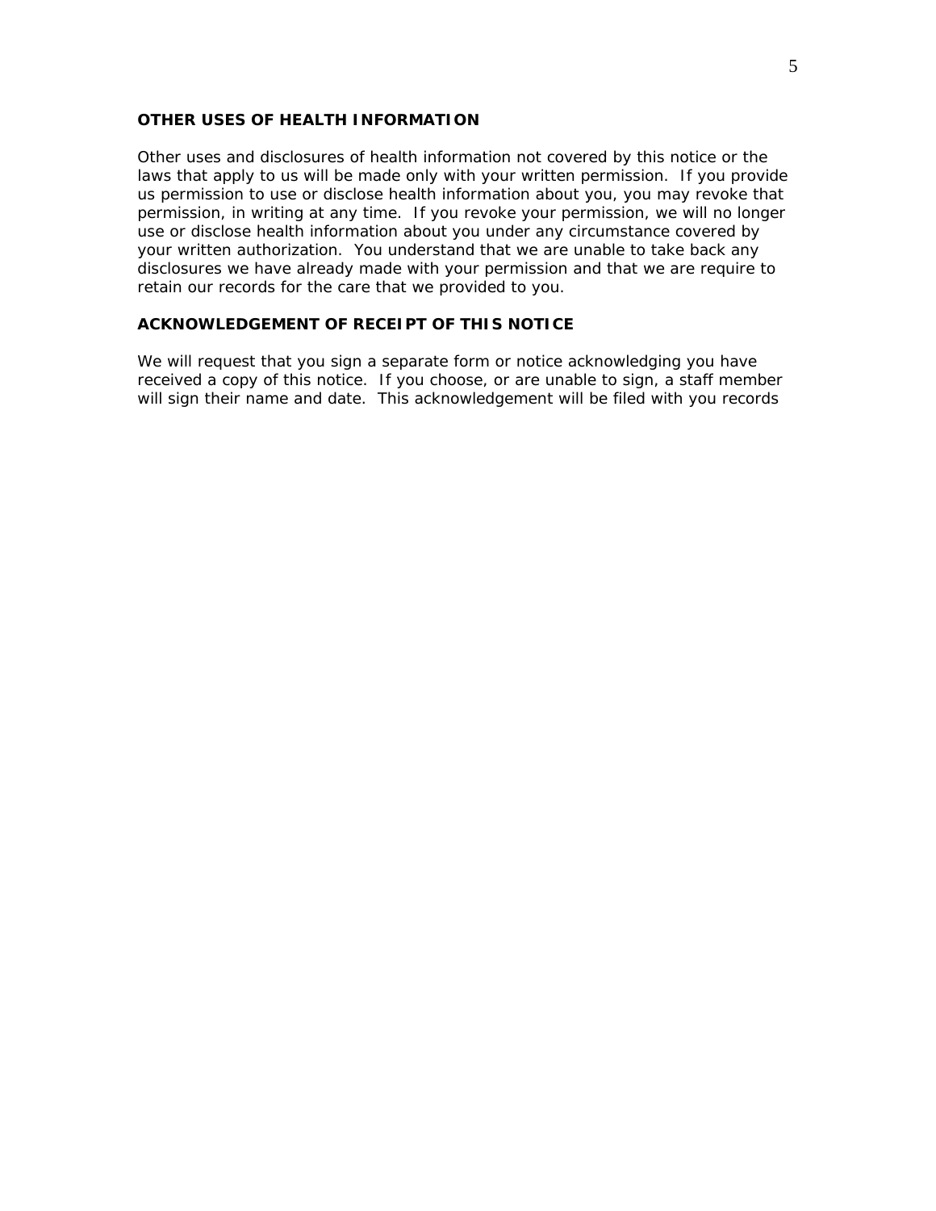**OTHER USES OF HEALTH INFORMATION**

Other uses and disclosures of health information not covered by this notice or the laws that apply to us will be made only with your written permission. If you provide us permission to use or disclose health information about you, you may revoke that permission, in writing at any time. If you revoke your permission, we will no longer use or disclose health information about you under any circumstance covered by your written authorization. You understand that we are unable to take back any disclosures we have already made with your permission and that we are require to retain our records for the care that we provided to you.

**ACKNOWLEDGEMENT OF RECEIPT OF THIS NOTICE**

We will request that you sign a separate form or notice acknowledging you have received a copy of this notice. If you choose, or are unable to sign, a staff member will sign their name and date. This acknowledgement will be filed with you records